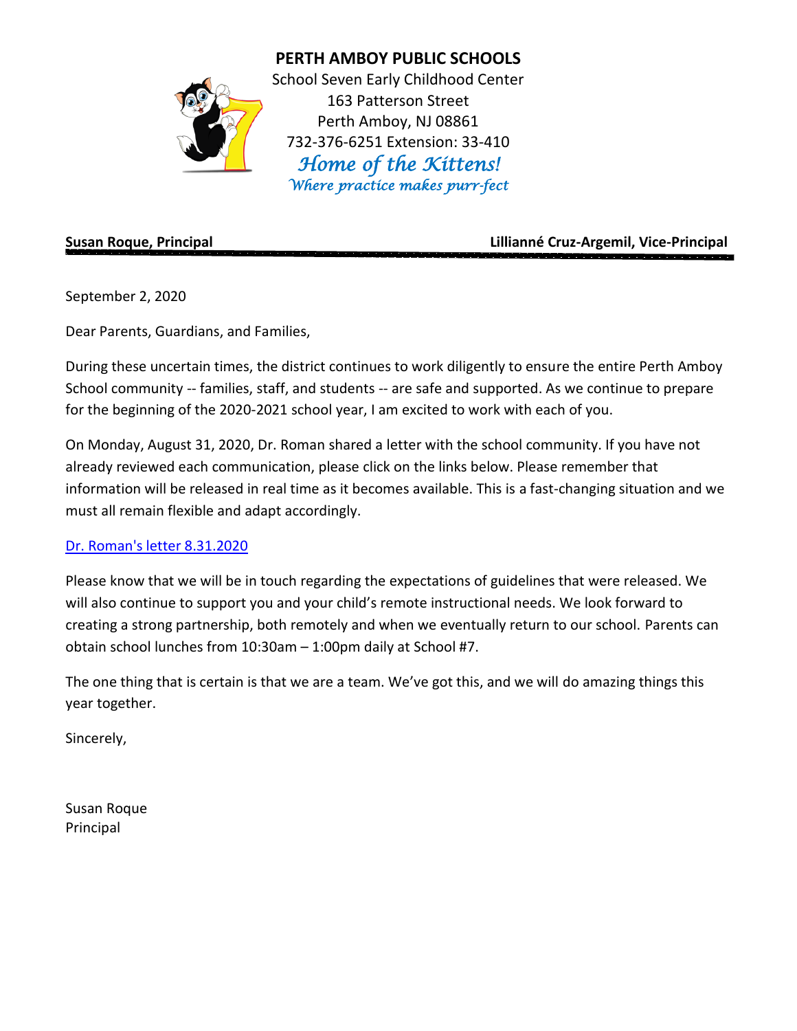**PERTH AMBOY PUBLIC SCHOOLS**

School Seven Early Childhood Center
163 Patterson Street
Perth Amboy, NJ 08861
732-376-6251 Extension: 33-410

*Home of the Kittens!*
*Where practice makes purr-fect*

**Susan Roque, Principal** **Lillianné Cruz-Argemil, Vice-Principal**

September 2, 2020

Dear Parents, Guardians, and Families,

During these uncertain times, the district continues to work diligently to ensure the entire Perth Amboy School community -- families, staff, and students -- are safe and supported. As we continue to prepare for the beginning of the 2020-2021 school year, I am excited to work with each of you.

On Monday, August 31, 2020, Dr. Roman shared a letter with the school community. If you have not already reviewed each communication, please click on the links below. Please remember that information will be released in real time as it becomes available. This is a fast-changing situation and we must all remain flexible and adapt accordingly.

Dr. Roman's letter 8.31.2020

Please know that we will be in touch regarding the expectations of guidelines that were released. We will also continue to support you and your child's remote instructional needs. We look forward to creating a strong partnership, both remotely and when we eventually return to our school. Parents can obtain school lunches from 10:30am – 1:00pm daily at School #7.

The one thing that is certain is that we are a team. We've got this, and we will do amazing things this year together.

Sincerely,

Susan Roque
Principal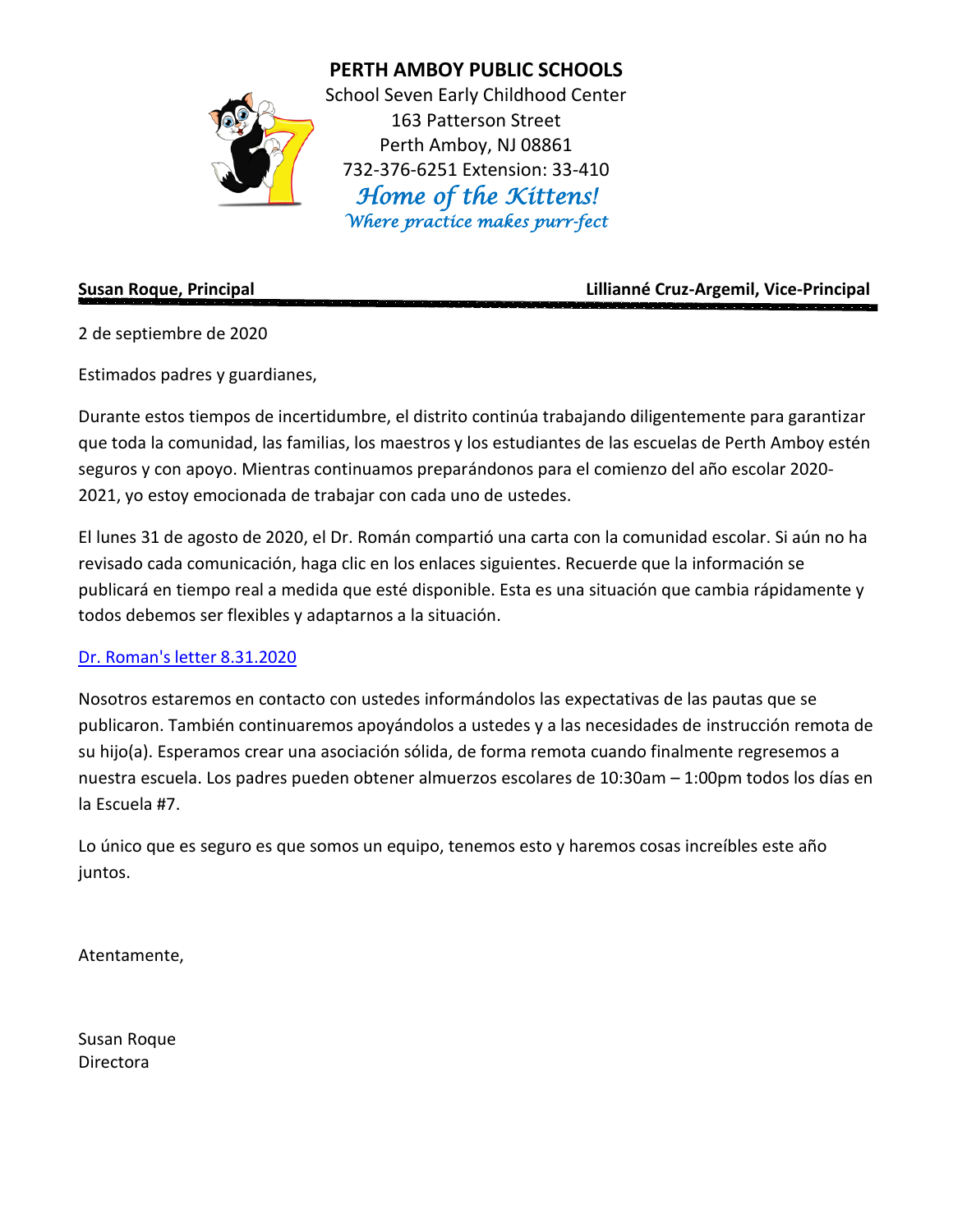**PERTH AMBOY PUBLIC SCHOOLS**
School Seven Early Childhood Center
163 Patterson Street
Perth Amboy, NJ 08861
732-376-6251 Extension: 33-410
*Home of the Kittens!*
*Where practice makes purr-fect*

**Susan Roque, Principal** **Lillianné Cruz-Argemil, Vice-Principal**

2 de septiembre de 2020

Estimados padres y guardianes,

Durante estos tiempos de incertidumbre, el distrito continúa trabajando diligentemente para garantizar que toda la comunidad, las familias, los maestros y los estudiantes de las escuelas de Perth Amboy estén seguros y con apoyo. Mientras continuamos preparándonos para el comienzo del año escolar 2020-2021, yo estoy emocionada de trabajar con cada uno de ustedes.

El lunes 31 de agosto de 2020, el Dr. Román compartió una carta con la comunidad escolar. Si aún no ha revisado cada comunicación, haga clic en los enlaces siguientes. Recuerde que la información se publicará en tiempo real a medida que esté disponible. Esta es una situación que cambia rápidamente y todos debemos ser flexibles y adaptarnos a la situación.

Dr. Roman's letter 8.31.2020

Nosotros estaremos en contacto con ustedes informándolos las expectativas de las pautas que se publicaron. También continuaremos apoyándolos a ustedes y a las necesidades de instrucción remota de su hijo(a). Esperamos crear una asociación sólida, de forma remota cuando finalmente regresemos a nuestra escuela. Los padres pueden obtener almuerzos escolares de 10:30am – 1:00pm todos los días en la Escuela #7.

Lo único que es seguro es que somos un equipo, tenemos esto y haremos cosas increíbles este año juntos.

Atentamente,

Susan Roque
Directora